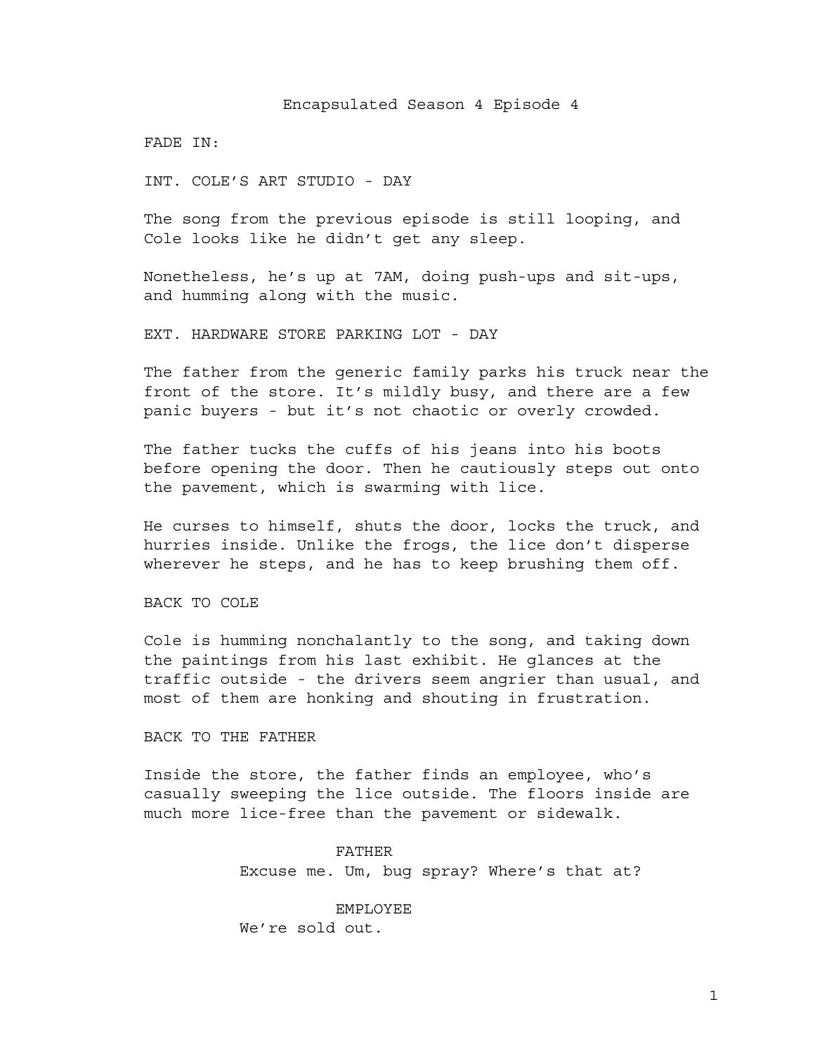# Encapsulated Season 4 Episode 4

FADE IN:

INT. COLE'S ART STUDIO - DAY

The song from the previous episode is still looping, and Cole looks like he didn't get any sleep.

Nonetheless, he's up at 7AM, doing push-ups and sit-ups, and humming along with the music.

EXT. HARDWARE STORE PARKING LOT - DAY

The father from the generic family parks his truck near the front of the store. It's mildly busy, and there are a few panic buyers - but it's not chaotic or overly crowded.

The father tucks the cuffs of his jeans into his boots before opening the door. Then he cautiously steps out onto the pavement, which is swarming with lice.

He curses to himself, shuts the door, locks the truck, and hurries inside. Unlike the frogs, the lice don't disperse wherever he steps, and he has to keep brushing them off.

BACK TO COLE

Cole is humming nonchalantly to the song, and taking down the paintings from his last exhibit. He glances at the traffic outside - the drivers seem angrier than usual, and most of them are honking and shouting in frustration.

BACK TO THE FATHER

Inside the store, the father finds an employee, who's casually sweeping the lice outside. The floors inside are much more lice-free than the pavement or sidewalk.

FATHER
Excuse me. Um, bug spray? Where's that at?

EMPLOYEE
We're sold out.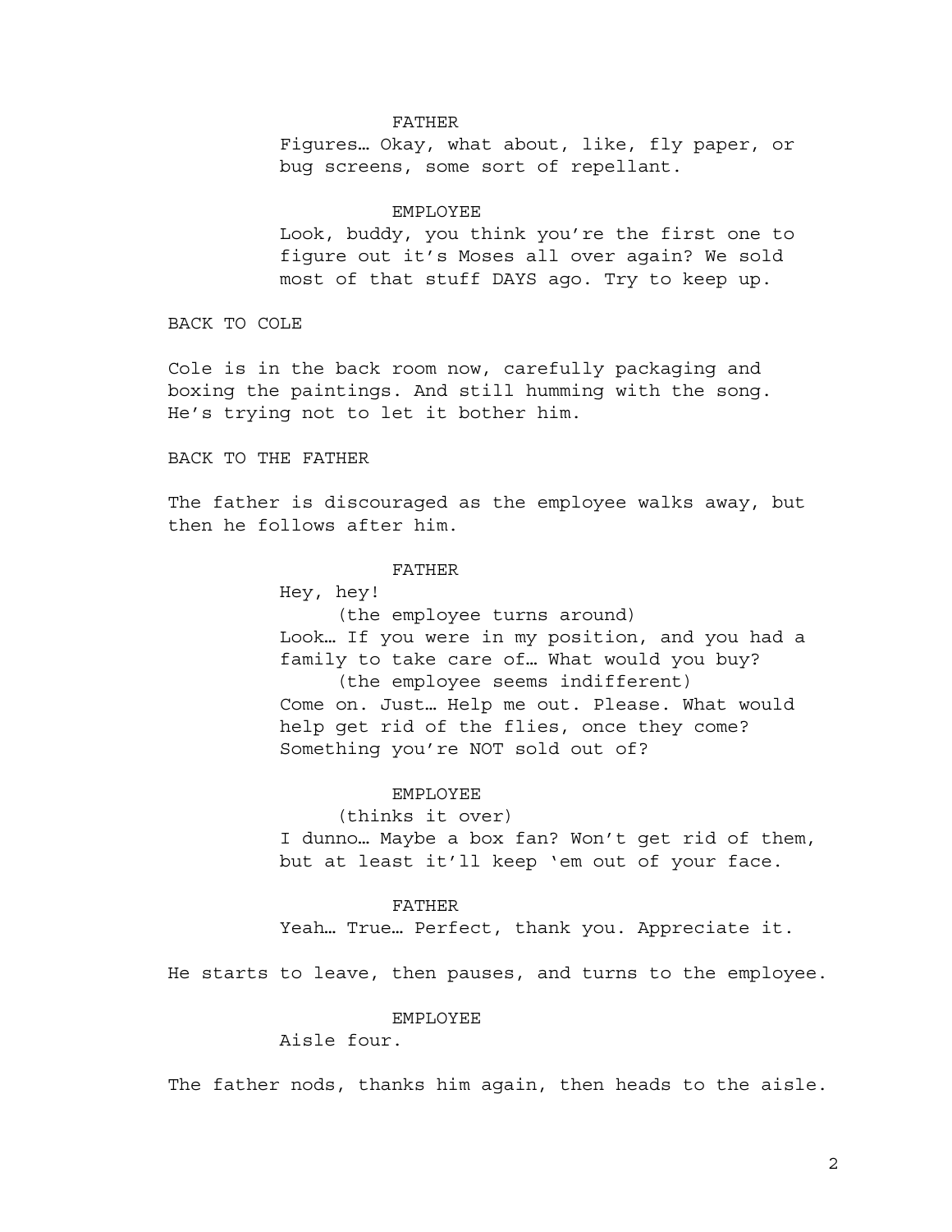FATHER

Figures… Okay, what about, like, fly paper, or bug screens, some sort of repellant.

EMPLOYEE

Look, buddy, you think you're the first one to figure out it's Moses all over again? We sold most of that stuff DAYS ago. Try to keep up.

BACK TO COLE

Cole is in the back room now, carefully packaging and boxing the paintings. And still humming with the song. He's trying not to let it bother him.

BACK TO THE FATHER

The father is discouraged as the employee walks away, but then he follows after him.

FATHER

Hey, hey!

(the employee turns around)

Look… If you were in my position, and you had a family to take care of… What would you buy?

(the employee seems indifferent)

Come on. Just… Help me out. Please. What would help get rid of the flies, once they come? Something you're NOT sold out of?

EMPLOYEE

(thinks it over)

I dunno… Maybe a box fan? Won't get rid of them, but at least it'll keep 'em out of your face.

FATHER

Yeah… True… Perfect, thank you. Appreciate it.

He starts to leave, then pauses, and turns to the employee.

EMPLOYEE

Aisle four.

The father nods, thanks him again, then heads to the aisle.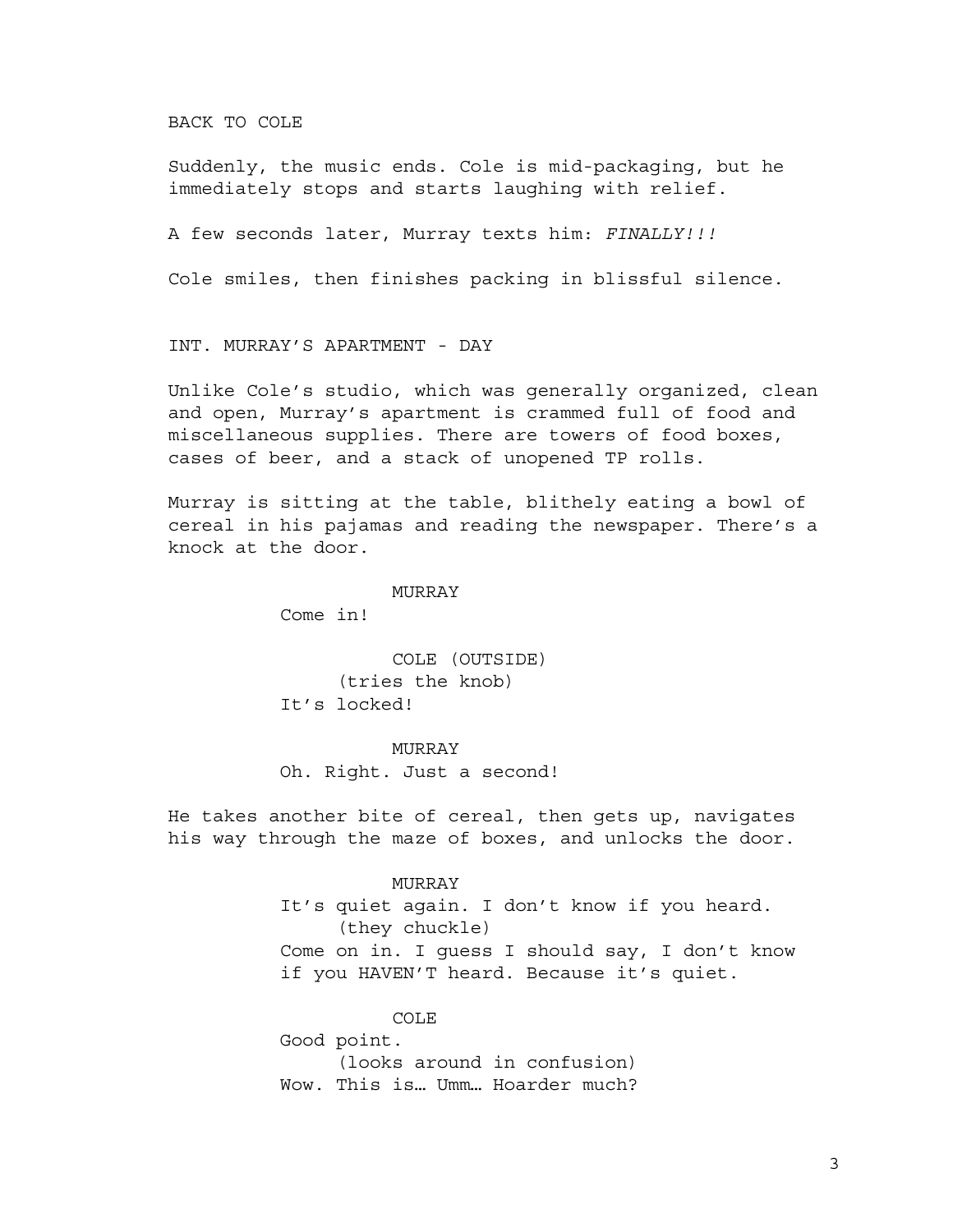BACK TO COLE

Suddenly, the music ends. Cole is mid-packaging, but he immediately stops and starts laughing with relief.

A few seconds later, Murray texts him: *FINALLY!!!*

Cole smiles, then finishes packing in blissful silence.

INT. MURRAY'S APARTMENT - DAY

Unlike Cole's studio, which was generally organized, clean and open, Murray's apartment is crammed full of food and miscellaneous supplies. There are towers of food boxes, cases of beer, and a stack of unopened TP rolls.

Murray is sitting at the table, blithely eating a bowl of cereal in his pajamas and reading the newspaper. There's a knock at the door.

MURRAY
Come in!

COLE (OUTSIDE)
(tries the knob)
It's locked!

MURRAY
Oh. Right. Just a second!

He takes another bite of cereal, then gets up, navigates his way through the maze of boxes, and unlocks the door.

MURRAY
It's quiet again. I don't know if you heard.
(they chuckle)
Come on in. I guess I should say, I don't know if you HAVEN'T heard. Because it's quiet.

COLE
Good point.
(looks around in confusion)
Wow. This is… Umm… Hoarder much?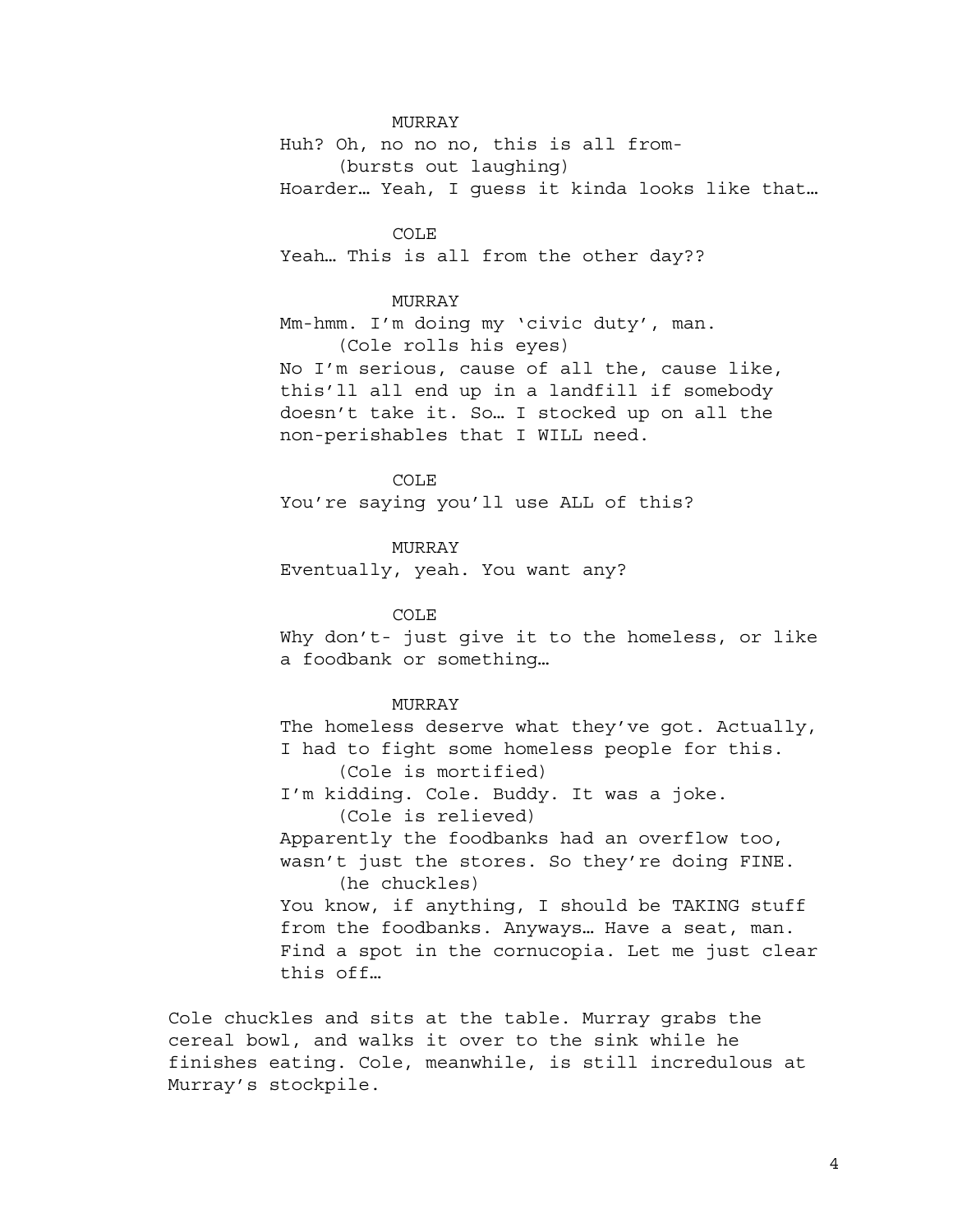MURRAY

Huh? Oh, no no no, this is all from-

(bursts out laughing)

Hoarder… Yeah, I guess it kinda looks like that…

COLE

Yeah… This is all from the other day??

MURRAY

Mm-hmm. I'm doing my 'civic duty', man.

(Cole rolls his eyes)

No I'm serious, cause of all the, cause like, this'll all end up in a landfill if somebody doesn't take it. So… I stocked up on all the non-perishables that I WILL need.

COLE

You're saying you'll use ALL of this?

MURRAY

Eventually, yeah. You want any?

COLE

Why don't- just give it to the homeless, or like a foodbank or something…

MURRAY

The homeless deserve what they've got. Actually, I had to fight some homeless people for this.

(Cole is mortified)

I'm kidding. Cole. Buddy. It was a joke.

(Cole is relieved)

Apparently the foodbanks had an overflow too, wasn't just the stores. So they're doing FINE.

(he chuckles)

You know, if anything, I should be TAKING stuff from the foodbanks. Anyways… Have a seat, man. Find a spot in the cornucopia. Let me just clear this off…

Cole chuckles and sits at the table. Murray grabs the cereal bowl, and walks it over to the sink while he finishes eating. Cole, meanwhile, is still incredulous at Murray's stockpile.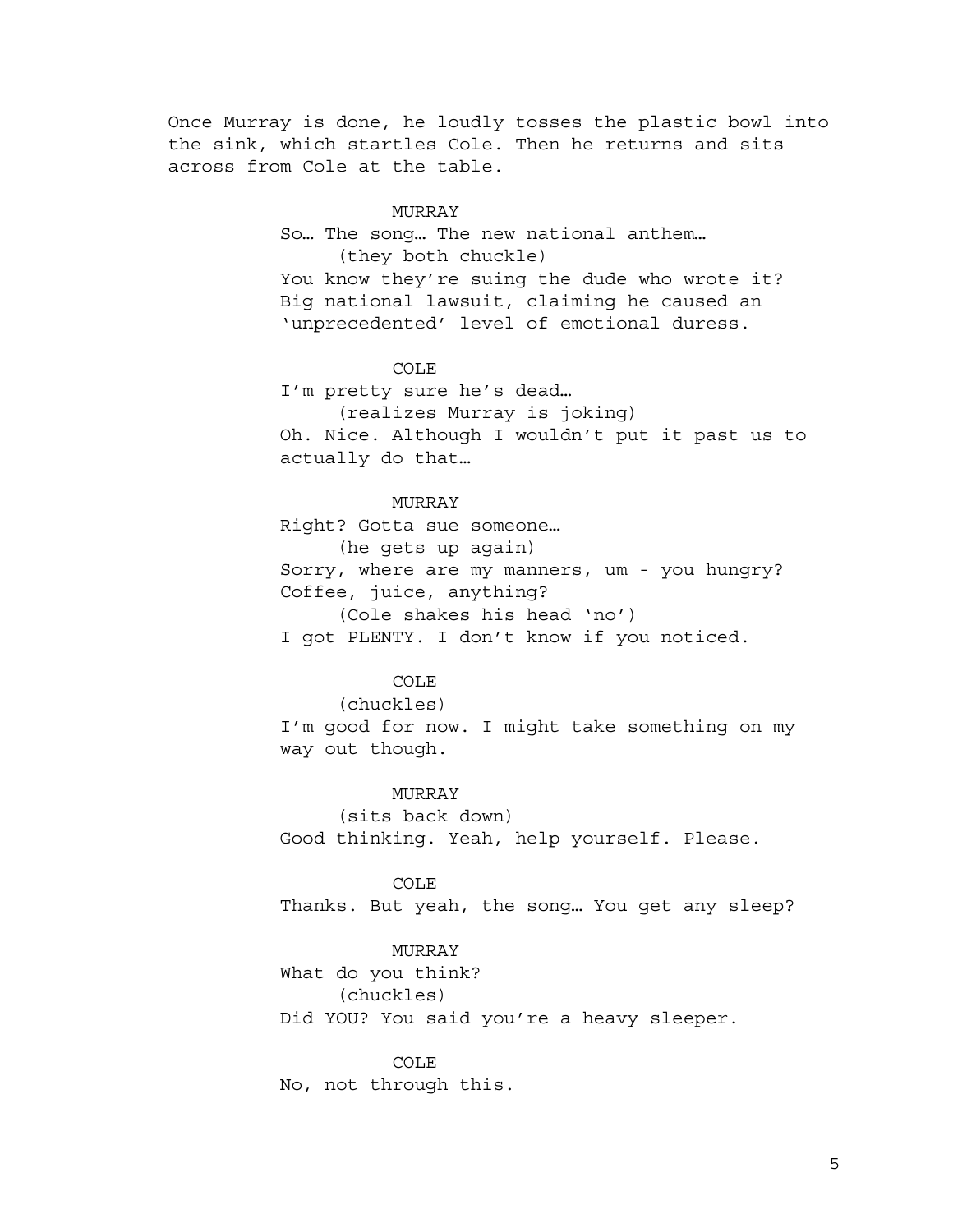Once Murray is done, he loudly tosses the plastic bowl into the sink, which startles Cole. Then he returns and sits across from Cole at the table.

MURRAY
So… The song… The new national anthem…
(they both chuckle)
You know they're suing the dude who wrote it? Big national lawsuit, claiming he caused an 'unprecedented' level of emotional duress.

COLE
I'm pretty sure he's dead…
(realizes Murray is joking)
Oh. Nice. Although I wouldn't put it past us to actually do that…

MURRAY
Right? Gotta sue someone…
(he gets up again)
Sorry, where are my manners, um - you hungry? Coffee, juice, anything?
(Cole shakes his head 'no')
I got PLENTY. I don't know if you noticed.

COLE
(chuckles)
I'm good for now. I might take something on my way out though.

MURRAY
(sits back down)
Good thinking. Yeah, help yourself. Please.

COLE
Thanks. But yeah, the song… You get any sleep?

MURRAY
What do you think?
(chuckles)
Did YOU? You said you're a heavy sleeper.

COLE
No, not through this.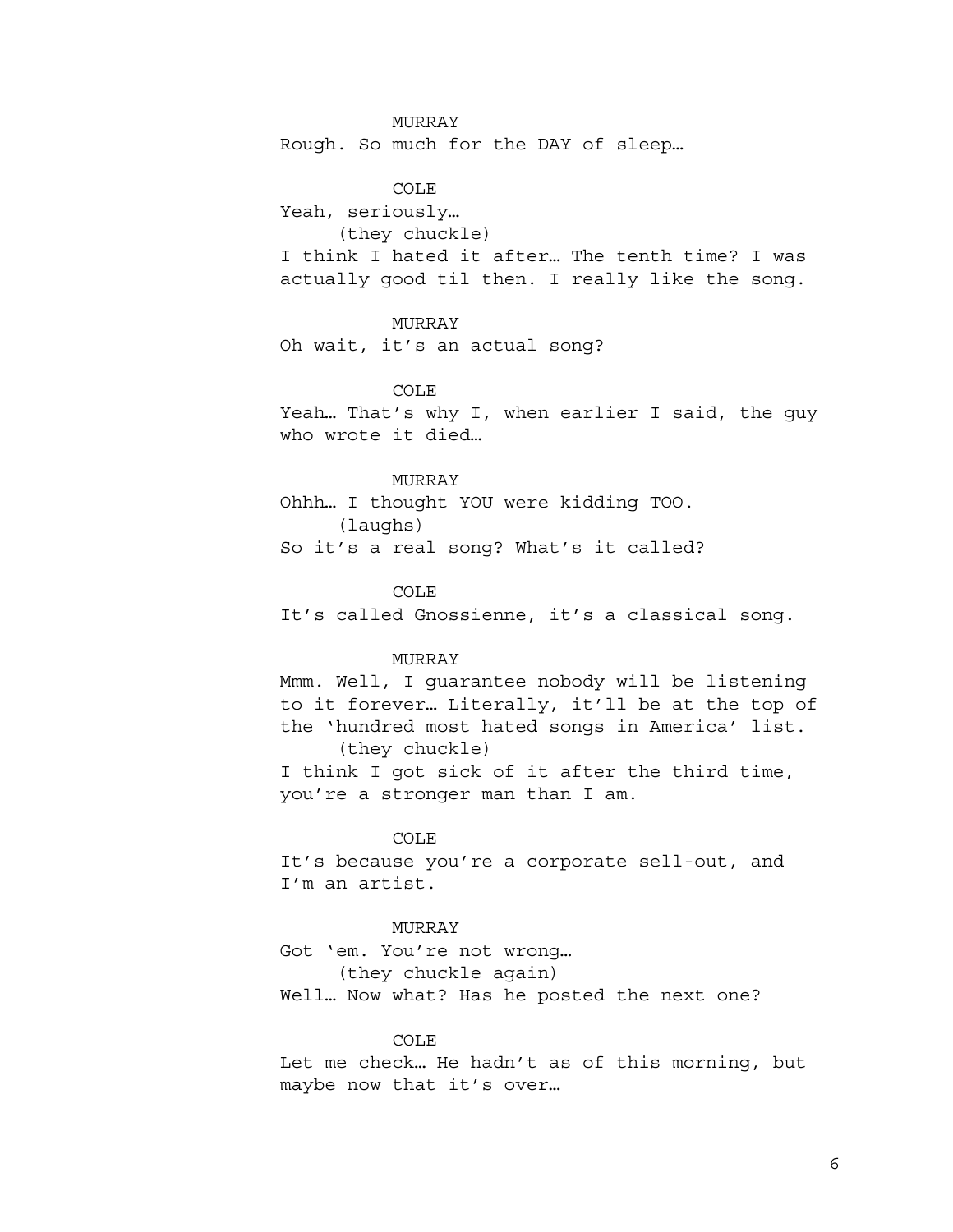MURRAY

Rough. So much for the DAY of sleep…

COLE

Yeah, seriously…

(they chuckle)

I think I hated it after… The tenth time? I was actually good til then. I really like the song.

MURRAY

Oh wait, it’s an actual song?

COLE

Yeah… That’s why I, when earlier I said, the guy who wrote it died…

MURRAY

Ohhh… I thought YOU were kidding TOO.

(laughs)

So it’s a real song? What’s it called?

COLE

It’s called Gnossienne, it’s a classical song.

MURRAY

Mmm. Well, I guarantee nobody will be listening to it forever… Literally, it’ll be at the top of the ‘hundred most hated songs in America’ list.

(they chuckle)

I think I got sick of it after the third time, you’re a stronger man than I am.

COLE

It’s because you’re a corporate sell-out, and I’m an artist.

MURRAY

Got ‘em. You’re not wrong…

(they chuckle again)

Well… Now what? Has he posted the next one?

COLE

Let me check… He hadn’t as of this morning, but maybe now that it’s over…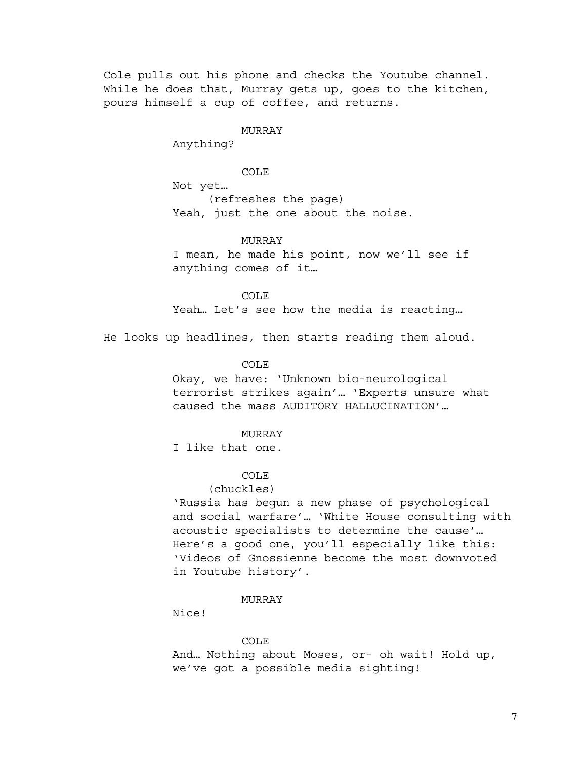Cole pulls out his phone and checks the Youtube channel. While he does that, Murray gets up, goes to the kitchen, pours himself a cup of coffee, and returns.

MURRAY

Anything?

COLE

Not yet…

(refreshes the page)

Yeah, just the one about the noise.

MURRAY

I mean, he made his point, now we'll see if anything comes of it…

COLE

Yeah… Let's see how the media is reacting…

He looks up headlines, then starts reading them aloud.

COLE

Okay, we have: 'Unknown bio-neurological terrorist strikes again'… 'Experts unsure what caused the mass AUDITORY HALLUCINATION'…

MURRAY

I like that one.

COLE

(chuckles)

'Russia has begun a new phase of psychological and social warfare'… 'White House consulting with acoustic specialists to determine the cause'… Here's a good one, you'll especially like this: 'Videos of Gnossienne become the most downvoted in Youtube history'.

MURRAY

Nice!

COLE

And… Nothing about Moses, or- oh wait! Hold up, we've got a possible media sighting!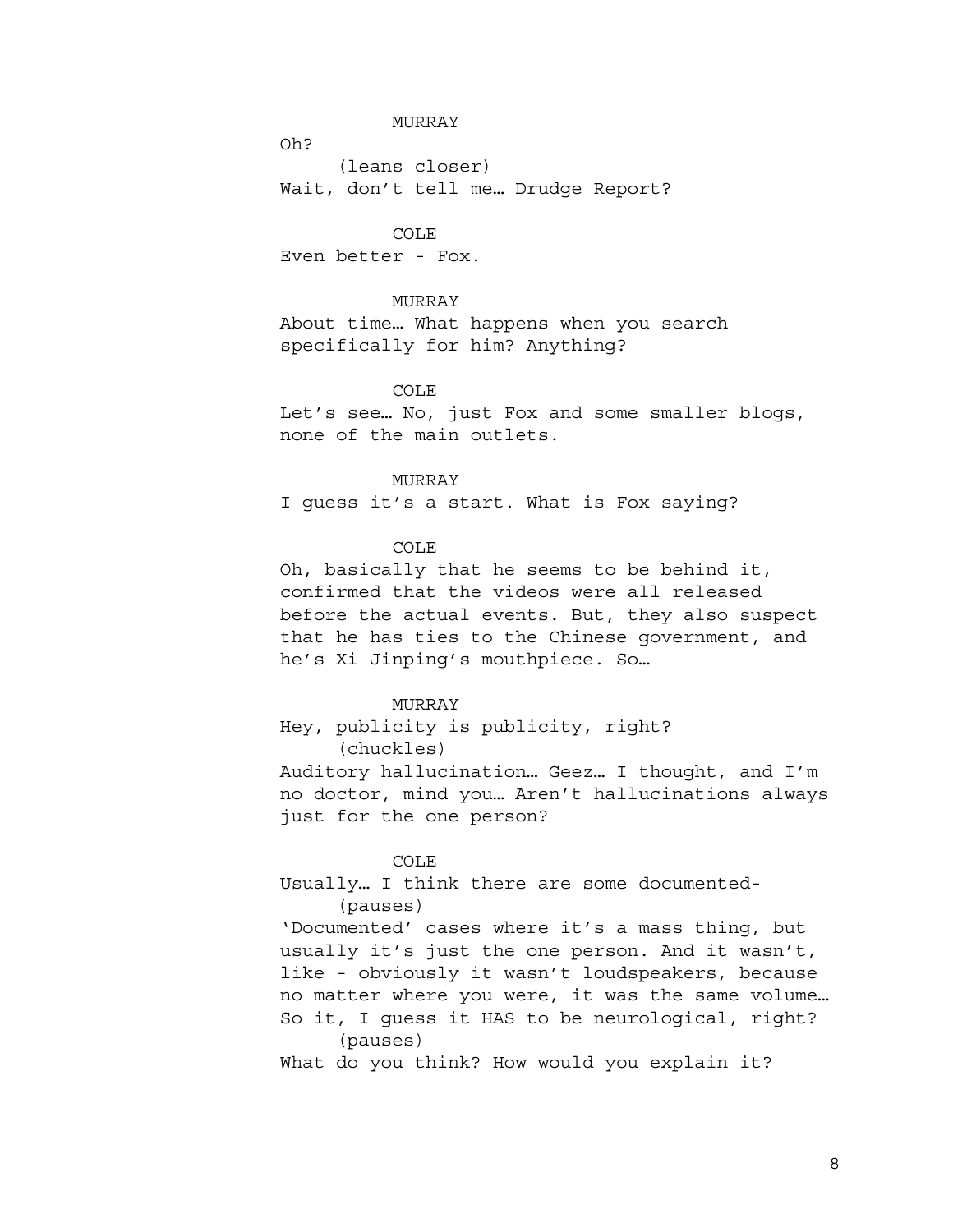MURRAY

Oh?

(leans closer)

Wait, don't tell me… Drudge Report?

COLE

Even better - Fox.

MURRAY

About time… What happens when you search specifically for him? Anything?

COLE

Let's see… No, just Fox and some smaller blogs, none of the main outlets.

MURRAY

I guess it's a start. What is Fox saying?

COLE

Oh, basically that he seems to be behind it, confirmed that the videos were all released before the actual events. But, they also suspect that he has ties to the Chinese government, and he's Xi Jinping's mouthpiece. So…

MURRAY

Hey, publicity is publicity, right?

(chuckles)

Auditory hallucination… Geez… I thought, and I'm no doctor, mind you… Aren't hallucinations always just for the one person?

COLE

Usually… I think there are some documented-

(pauses)

'Documented' cases where it's a mass thing, but usually it's just the one person. And it wasn't, like - obviously it wasn't loudspeakers, because no matter where you were, it was the same volume… So it, I guess it HAS to be neurological, right?

(pauses)

What do you think? How would you explain it?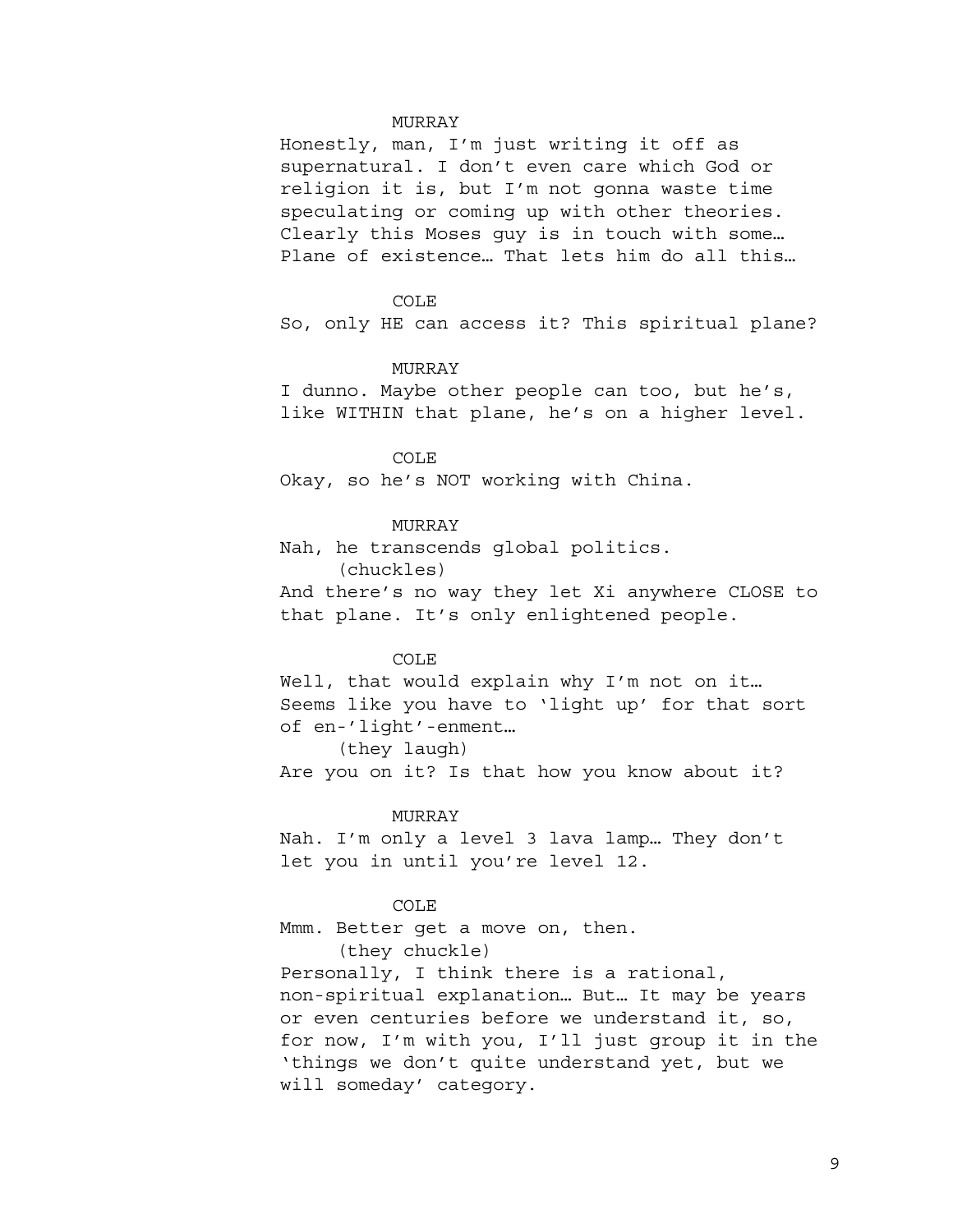MURRAY

Honestly, man, I'm just writing it off as supernatural. I don't even care which God or religion it is, but I'm not gonna waste time speculating or coming up with other theories. Clearly this Moses guy is in touch with some… Plane of existence… That lets him do all this…

COLE

So, only HE can access it? This spiritual plane?

MURRAY

I dunno. Maybe other people can too, but he's, like WITHIN that plane, he's on a higher level.

COLE

Okay, so he's NOT working with China.

MURRAY

Nah, he transcends global politics.

(chuckles)

And there's no way they let Xi anywhere CLOSE to that plane. It's only enlightened people.

COLE

Well, that would explain why I'm not on it… Seems like you have to 'light up' for that sort of en-'light'-enment…

(they laugh)

Are you on it? Is that how you know about it?

MURRAY

Nah. I'm only a level 3 lava lamp… They don't let you in until you're level 12.

COLE

Mmm. Better get a move on, then.

(they chuckle)

Personally, I think there is a rational, non-spiritual explanation… But… It may be years or even centuries before we understand it, so, for now, I'm with you, I'll just group it in the 'things we don't quite understand yet, but we will someday' category.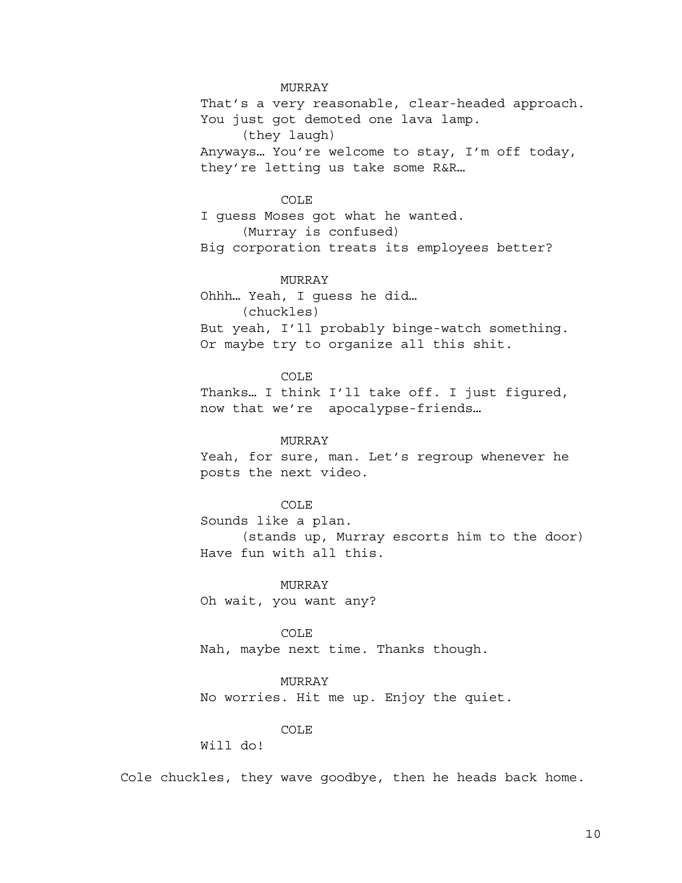MURRAY

That's a very reasonable, clear-headed approach. You just got demoted one lava lamp.

(they laugh)

Anyways… You're welcome to stay, I'm off today, they're letting us take some R&R…

COLE

I guess Moses got what he wanted.

(Murray is confused)

Big corporation treats its employees better?

MURRAY

Ohhh… Yeah, I guess he did…

(chuckles)

But yeah, I'll probably binge-watch something. Or maybe try to organize all this shit.

COLE

Thanks… I think I'll take off. I just figured, now that we're  apocalypse-friends…

MURRAY

Yeah, for sure, man. Let's regroup whenever he posts the next video.

COLE

Sounds like a plan.

(stands up, Murray escorts him to the door)

Have fun with all this.

MURRAY

Oh wait, you want any?

COLE

Nah, maybe next time. Thanks though.

MURRAY

No worries. Hit me up. Enjoy the quiet.

COLE

Will do!

Cole chuckles, they wave goodbye, then he heads back home.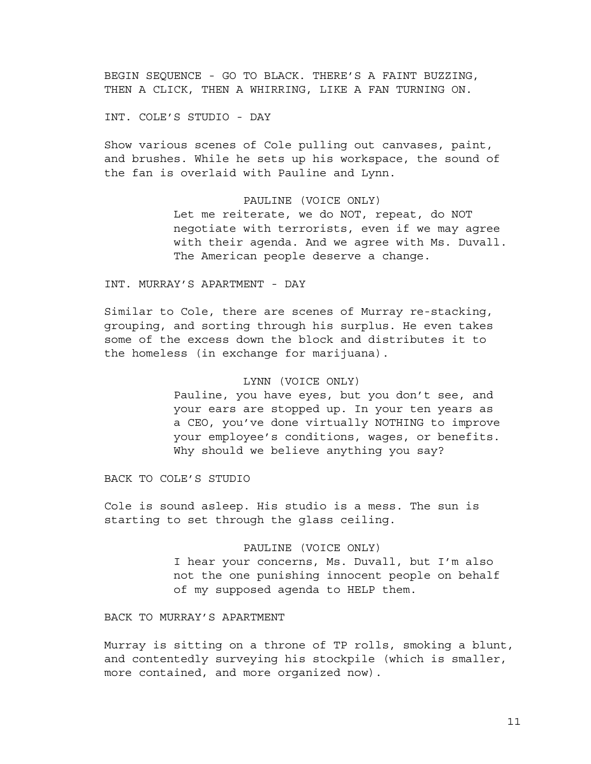BEGIN SEQUENCE - GO TO BLACK. THERE'S A FAINT BUZZING, THEN A CLICK, THEN A WHIRRING, LIKE A FAN TURNING ON.

INT. COLE'S STUDIO - DAY

Show various scenes of Cole pulling out canvases, paint, and brushes. While he sets up his workspace, the sound of the fan is overlaid with Pauline and Lynn.

PAULINE (VOICE ONLY)

Let me reiterate, we do NOT, repeat, do NOT negotiate with terrorists, even if we may agree with their agenda. And we agree with Ms. Duvall. The American people deserve a change.

INT. MURRAY'S APARTMENT - DAY

Similar to Cole, there are scenes of Murray re-stacking, grouping, and sorting through his surplus. He even takes some of the excess down the block and distributes it to the homeless (in exchange for marijuana).

LYNN (VOICE ONLY)

Pauline, you have eyes, but you don't see, and your ears are stopped up. In your ten years as a CEO, you've done virtually NOTHING to improve your employee's conditions, wages, or benefits. Why should we believe anything you say?

BACK TO COLE'S STUDIO

Cole is sound asleep. His studio is a mess. The sun is starting to set through the glass ceiling.

PAULINE (VOICE ONLY)

I hear your concerns, Ms. Duvall, but I'm also not the one punishing innocent people on behalf of my supposed agenda to HELP them.

BACK TO MURRAY'S APARTMENT

Murray is sitting on a throne of TP rolls, smoking a blunt, and contentedly surveying his stockpile (which is smaller, more contained, and more organized now).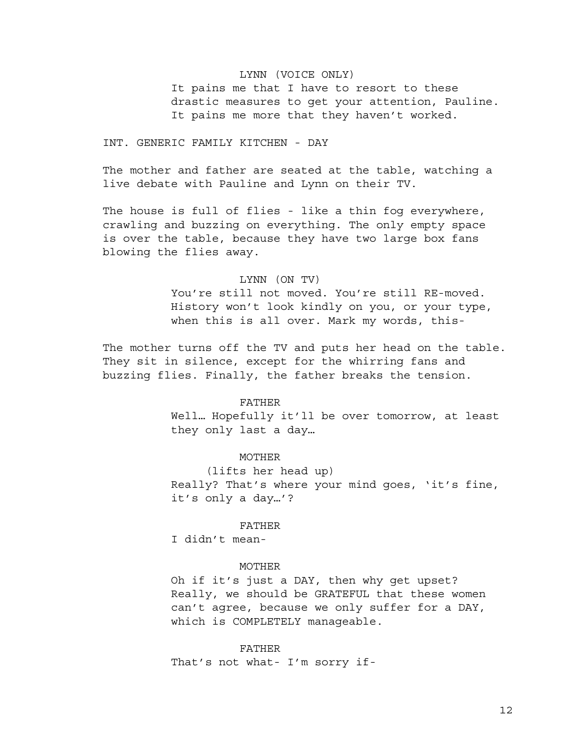LYNN (VOICE ONLY)
It pains me that I have to resort to these drastic measures to get your attention, Pauline. It pains me more that they haven't worked.

INT. GENERIC FAMILY KITCHEN - DAY

The mother and father are seated at the table, watching a live debate with Pauline and Lynn on their TV.

The house is full of flies - like a thin fog everywhere, crawling and buzzing on everything. The only empty space is over the table, because they have two large box fans blowing the flies away.

LYNN (ON TV)
You're still not moved. You're still RE-moved. History won't look kindly on you, or your type, when this is all over. Mark my words, this-

The mother turns off the TV and puts her head on the table. They sit in silence, except for the whirring fans and buzzing flies. Finally, the father breaks the tension.

FATHER
Well… Hopefully it'll be over tomorrow, at least they only last a day…

MOTHER
(lifts her head up)
Really? That's where your mind goes, 'it's fine, it's only a day…'?

FATHER
I didn't mean-

MOTHER
Oh if it's just a DAY, then why get upset? Really, we should be GRATEFUL that these women can't agree, because we only suffer for a DAY, which is COMPLETELY manageable.

FATHER
That's not what- I'm sorry if-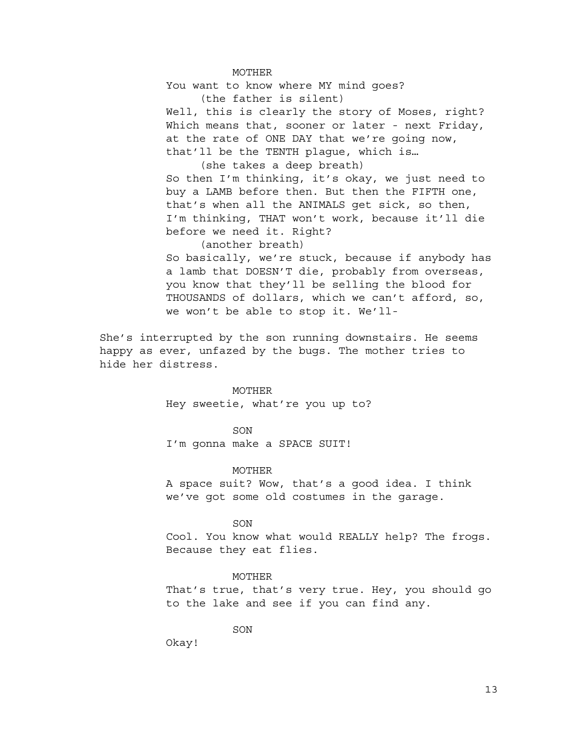MOTHER

You want to know where MY mind goes?

(the father is silent)

Well, this is clearly the story of Moses, right? Which means that, sooner or later - next Friday, at the rate of ONE DAY that we're going now, that'll be the TENTH plague, which is…

(she takes a deep breath)

So then I'm thinking, it's okay, we just need to buy a LAMB before then. But then the FIFTH one, that's when all the ANIMALS get sick, so then, I'm thinking, THAT won't work, because it'll die before we need it. Right?

(another breath)

So basically, we're stuck, because if anybody has a lamb that DOESN'T die, probably from overseas, you know that they'll be selling the blood for THOUSANDS of dollars, which we can't afford, so, we won't be able to stop it. We'll-

She's interrupted by the son running downstairs. He seems happy as ever, unfazed by the bugs. The mother tries to hide her distress.

MOTHER

Hey sweetie, what're you up to?

SON

I'm gonna make a SPACE SUIT!

MOTHER

A space suit? Wow, that's a good idea. I think we've got some old costumes in the garage.

SON

Cool. You know what would REALLY help? The frogs. Because they eat flies.

MOTHER

That's true, that's very true. Hey, you should go to the lake and see if you can find any.

SON

Okay!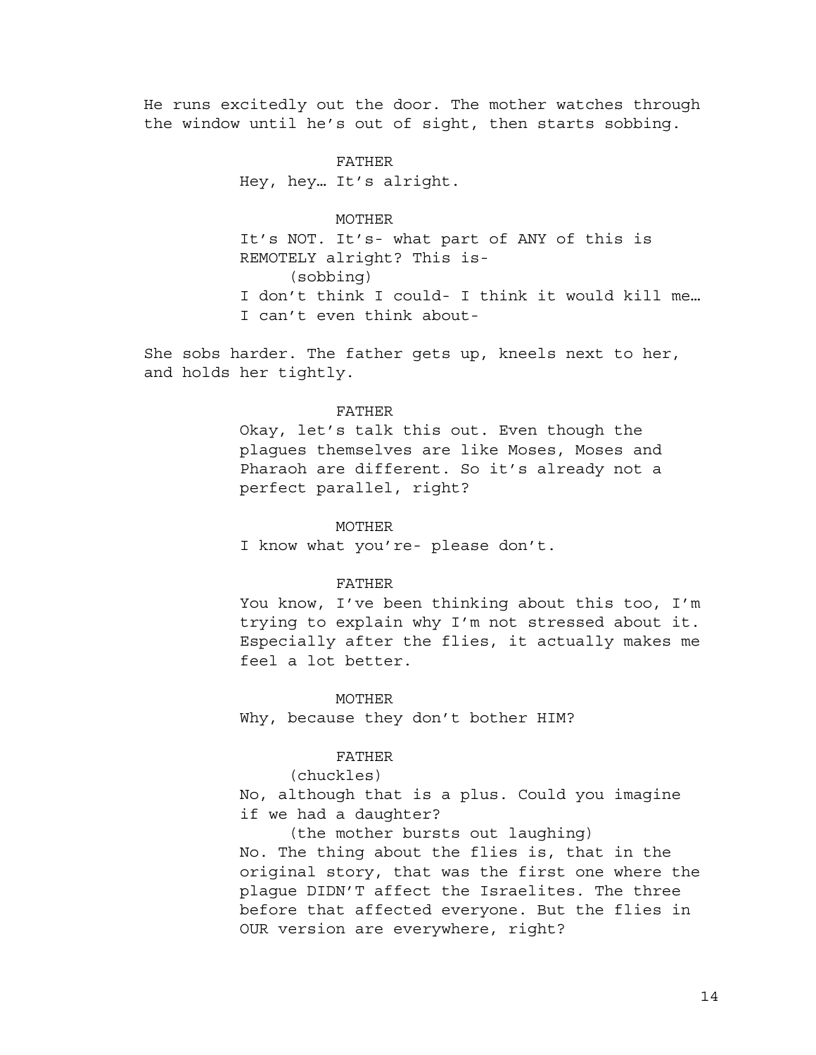He runs excitedly out the door. The mother watches through the window until he's out of sight, then starts sobbing.

FATHER
Hey, hey… It's alright.

MOTHER
It's NOT. It's- what part of ANY of this is REMOTELY alright? This is-
(sobbing)
I don't think I could- I think it would kill me… I can't even think about-

She sobs harder. The father gets up, kneels next to her, and holds her tightly.

FATHER
Okay, let's talk this out. Even though the plagues themselves are like Moses, Moses and Pharaoh are different. So it's already not a perfect parallel, right?

MOTHER
I know what you're- please don't.

FATHER
You know, I've been thinking about this too, I'm trying to explain why I'm not stressed about it. Especially after the flies, it actually makes me feel a lot better.

MOTHER
Why, because they don't bother HIM?

FATHER
(chuckles)
No, although that is a plus. Could you imagine if we had a daughter?
(the mother bursts out laughing)
No. The thing about the flies is, that in the original story, that was the first one where the plague DIDN'T affect the Israelites. The three before that affected everyone. But the flies in OUR version are everywhere, right?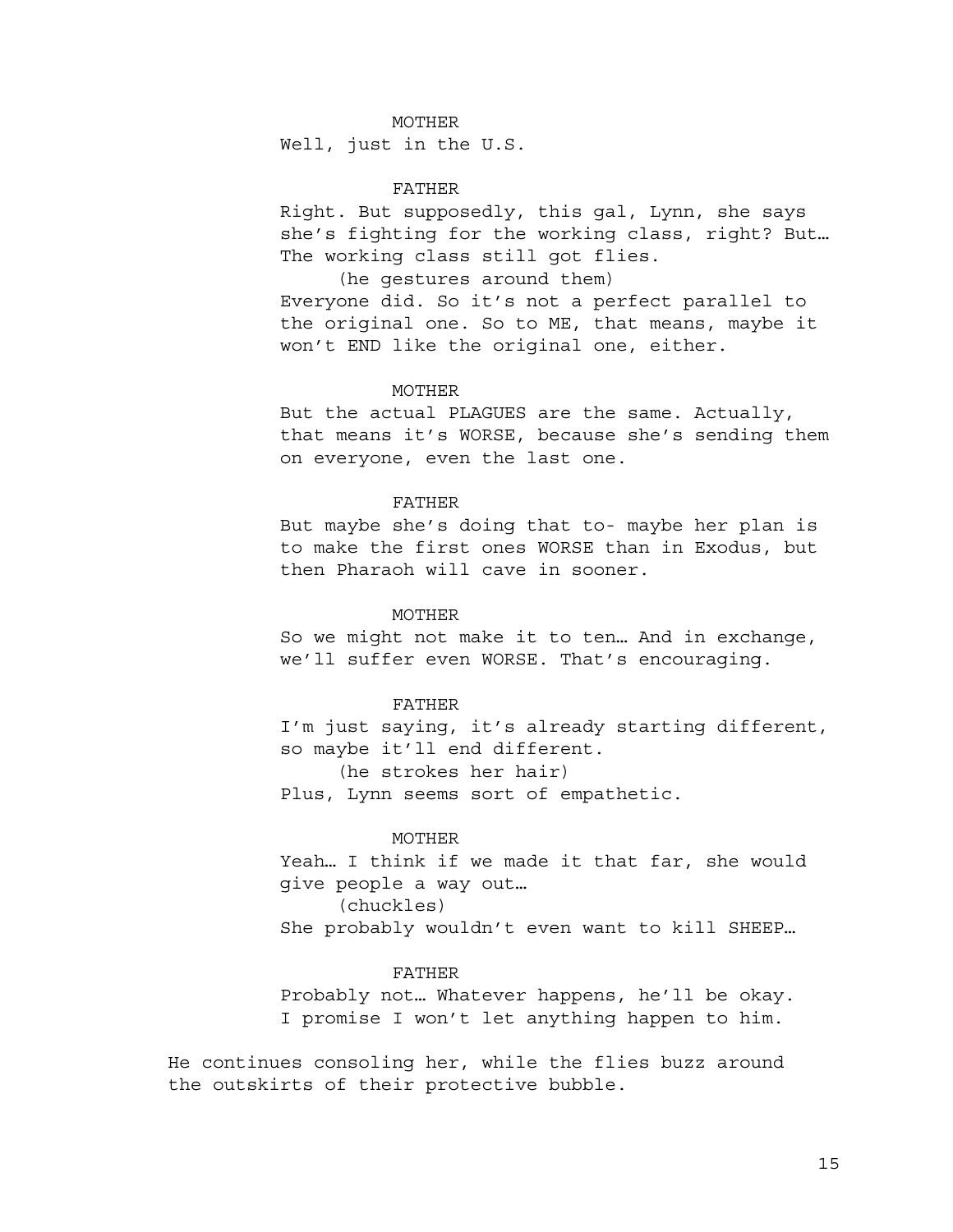MOTHER

Well, just in the U.S.

FATHER

Right. But supposedly, this gal, Lynn, she says she's fighting for the working class, right? But… The working class still got flies.

(he gestures around them)

Everyone did. So it's not a perfect parallel to the original one. So to ME, that means, maybe it won't END like the original one, either.

MOTHER

But the actual PLAGUES are the same. Actually, that means it's WORSE, because she's sending them on everyone, even the last one.

FATHER

But maybe she's doing that to- maybe her plan is to make the first ones WORSE than in Exodus, but then Pharaoh will cave in sooner.

MOTHER

So we might not make it to ten… And in exchange, we'll suffer even WORSE. That's encouraging.

FATHER

I'm just saying, it's already starting different, so maybe it'll end different.

(he strokes her hair)

Plus, Lynn seems sort of empathetic.

MOTHER

Yeah… I think if we made it that far, she would give people a way out…

(chuckles)

She probably wouldn't even want to kill SHEEP…

FATHER

Probably not… Whatever happens, he'll be okay. I promise I won't let anything happen to him.

He continues consoling her, while the flies buzz around the outskirts of their protective bubble.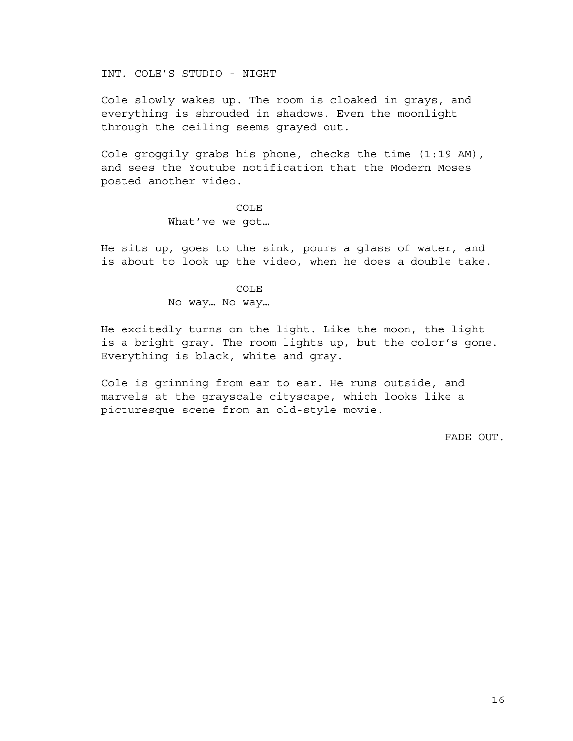INT. COLE'S STUDIO - NIGHT

Cole slowly wakes up. The room is cloaked in grays, and everything is shrouded in shadows. Even the moonlight through the ceiling seems grayed out.

Cole groggily grabs his phone, checks the time (1:19 AM), and sees the Youtube notification that the Modern Moses posted another video.

COLE
What've we got…

He sits up, goes to the sink, pours a glass of water, and is about to look up the video, when he does a double take.

COLE
No way… No way…

He excitedly turns on the light. Like the moon, the light is a bright gray. The room lights up, but the color's gone. Everything is black, white and gray.

Cole is grinning from ear to ear. He runs outside, and marvels at the grayscale cityscape, which looks like a picturesque scene from an old-style movie.

FADE OUT.